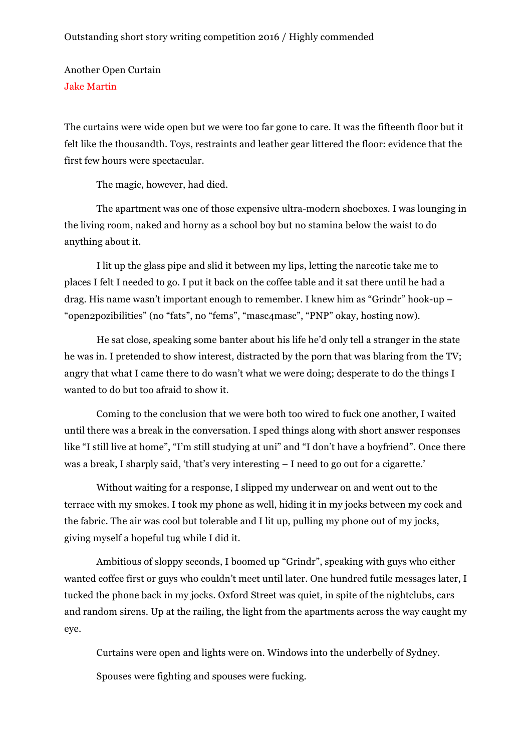Outstanding short story writing competition 2016 / Highly commended

Another Open Curtain

Jake Martin

The curtains were wide open but we were too far gone to care. It was the fifteenth floor but it felt like the thousandth. Toys, restraints and leather gear littered the floor: evidence that the first few hours were spectacular.

The magic, however, had died.

The apartment was one of those expensive ultra-modern shoeboxes. I was lounging in the living room, naked and horny as a school boy but no stamina below the waist to do anything about it.

I lit up the glass pipe and slid it between my lips, letting the narcotic take me to places I felt I needed to go. I put it back on the coffee table and it sat there until he had a drag. His name wasn't important enough to remember. I knew him as "Grindr" hook-up – "open2pozibilities" (no "fats", no "fems", "masc4masc", "PNP" okay, hosting now).

He sat close, speaking some banter about his life he'd only tell a stranger in the state he was in. I pretended to show interest, distracted by the porn that was blaring from the TV; angry that what I came there to do wasn't what we were doing; desperate to do the things I wanted to do but too afraid to show it.

Coming to the conclusion that we were both too wired to fuck one another, I waited until there was a break in the conversation. I sped things along with short answer responses like "I still live at home", "I'm still studying at uni" and "I don't have a boyfriend". Once there was a break, I sharply said, 'that's very interesting – I need to go out for a cigarette.'

Without waiting for a response, I slipped my underwear on and went out to the terrace with my smokes. I took my phone as well, hiding it in my jocks between my cock and the fabric. The air was cool but tolerable and I lit up, pulling my phone out of my jocks, giving myself a hopeful tug while I did it.

Ambitious of sloppy seconds, I boomed up "Grindr", speaking with guys who either wanted coffee first or guys who couldn't meet until later. One hundred futile messages later, I tucked the phone back in my jocks. Oxford Street was quiet, in spite of the nightclubs, cars and random sirens. Up at the railing, the light from the apartments across the way caught my eye.

Curtains were open and lights were on. Windows into the underbelly of Sydney.

Spouses were fighting and spouses were fucking.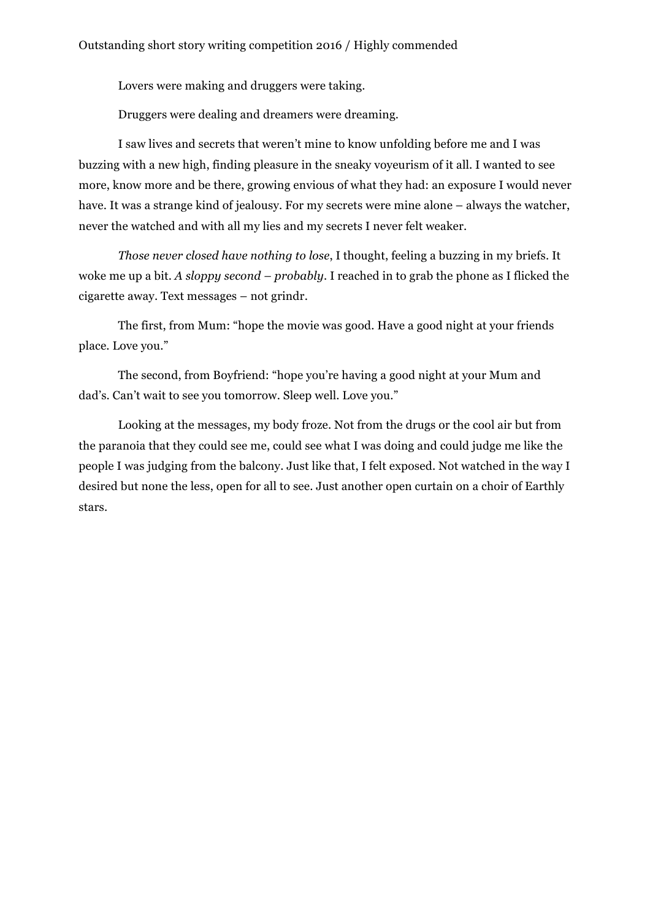Lovers were making and druggers were taking.

Druggers were dealing and dreamers were dreaming.

I saw lives and secrets that weren't mine to know unfolding before me and I was buzzing with a new high, finding pleasure in the sneaky voyeurism of it all. I wanted to see more, know more and be there, growing envious of what they had: an exposure I would never have. It was a strange kind of jealousy. For my secrets were mine alone – always the watcher, never the watched and with all my lies and my secrets I never felt weaker.

*Those never closed have nothing to lose*, I thought, feeling a buzzing in my briefs. It woke me up a bit. *A sloppy second – probably*. I reached in to grab the phone as I flicked the cigarette away. Text messages – not grindr.

The first, from Mum: "hope the movie was good. Have a good night at your friends place. Love you."

The second, from Boyfriend: "hope you're having a good night at your Mum and dad's. Can't wait to see you tomorrow. Sleep well. Love you."

Looking at the messages, my body froze. Not from the drugs or the cool air but from the paranoia that they could see me, could see what I was doing and could judge me like the people I was judging from the balcony. Just like that, I felt exposed. Not watched in the way I desired but none the less, open for all to see. Just another open curtain on a choir of Earthly stars.